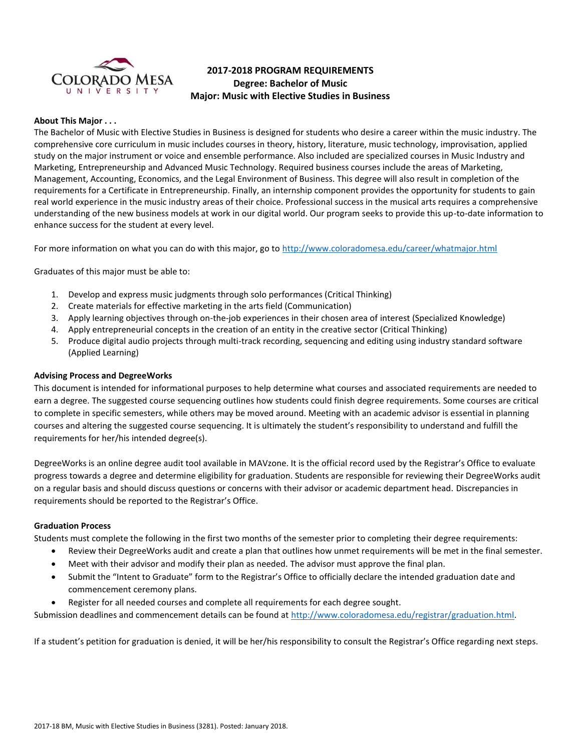# 2017-2018 PROGRAM REQUIREMENTS
## Degree: Bachelor of Music
## Major: Music with Elective Studies in Business

**About This Major . . .**

The Bachelor of Music with Elective Studies in Business is designed for students who desire a career within the music industry. The comprehensive core curriculum in music includes courses in theory, history, literature, music technology, improvisation, applied study on the major instrument or voice and ensemble performance. Also included are specialized courses in Music Industry and Marketing, Entrepreneurship and Advanced Music Technology. Required business courses include the areas of Marketing, Management, Accounting, Economics, and the Legal Environment of Business. This degree will also result in completion of the requirements for a Certificate in Entrepreneurship. Finally, an internship component provides the opportunity for students to gain real world experience in the music industry areas of their choice. Professional success in the musical arts requires a comprehensive understanding of the new business models at work in our digital world. Our program seeks to provide this up-to-date information to enhance success for the student at every level.

For more information on what you can do with this major, go to http://www.coloradomesa.edu/career/whatmajor.html

Graduates of this major must be able to:

1. Develop and express music judgments through solo performances (Critical Thinking)
2. Create materials for effective marketing in the arts field (Communication)
3. Apply learning objectives through on-the-job experiences in their chosen area of interest (Specialized Knowledge)
4. Apply entrepreneurial concepts in the creation of an entity in the creative sector (Critical Thinking)
5. Produce digital audio projects through multi-track recording, sequencing and editing using industry standard software (Applied Learning)

**Advising Process and DegreeWorks**

This document is intended for informational purposes to help determine what courses and associated requirements are needed to earn a degree. The suggested course sequencing outlines how students could finish degree requirements. Some courses are critical to complete in specific semesters, while others may be moved around. Meeting with an academic advisor is essential in planning courses and altering the suggested course sequencing. It is ultimately the student's responsibility to understand and fulfill the requirements for her/his intended degree(s).

DegreeWorks is an online degree audit tool available in MAVzone. It is the official record used by the Registrar's Office to evaluate progress towards a degree and determine eligibility for graduation. Students are responsible for reviewing their DegreeWorks audit on a regular basis and should discuss questions or concerns with their advisor or academic department head. Discrepancies in requirements should be reported to the Registrar's Office.

**Graduation Process**

Students must complete the following in the first two months of the semester prior to completing their degree requirements:

- Review their DegreeWorks audit and create a plan that outlines how unmet requirements will be met in the final semester.
- Meet with their advisor and modify their plan as needed. The advisor must approve the final plan.
- Submit the "Intent to Graduate" form to the Registrar's Office to officially declare the intended graduation date and commencement ceremony plans.
- Register for all needed courses and complete all requirements for each degree sought.

Submission deadlines and commencement details can be found at http://www.coloradomesa.edu/registrar/graduation.html.

If a student's petition for graduation is denied, it will be her/his responsibility to consult the Registrar's Office regarding next steps.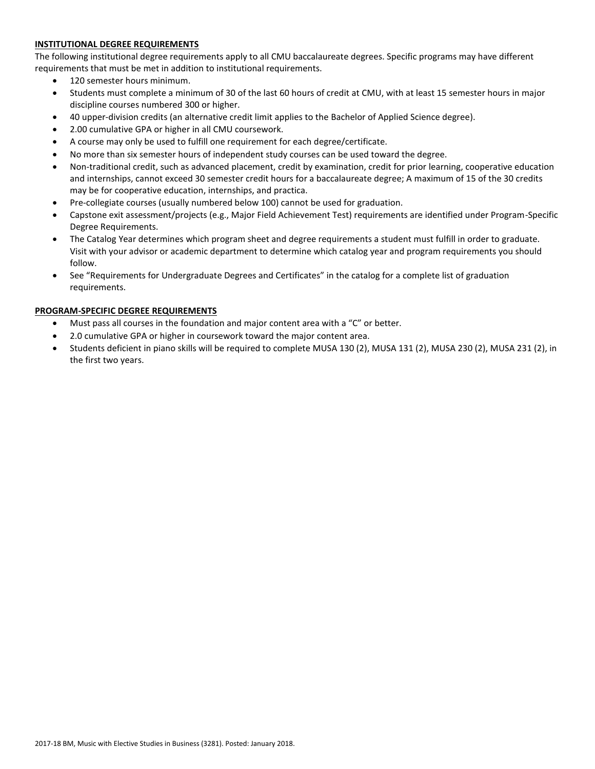#### **INSTITUTIONAL DEGREE REQUIREMENTS**

The following institutional degree requirements apply to all CMU baccalaureate degrees. Specific programs may have different requirements that must be met in addition to institutional requirements.

- 120 semester hours minimum.
- Students must complete a minimum of 30 of the last 60 hours of credit at CMU, with at least 15 semester hours in major discipline courses numbered 300 or higher.
- 40 upper-division credits (an alternative credit limit applies to the Bachelor of Applied Science degree).
- 2.00 cumulative GPA or higher in all CMU coursework.
- A course may only be used to fulfill one requirement for each degree/certificate.
- No more than six semester hours of independent study courses can be used toward the degree.
- Non-traditional credit, such as advanced placement, credit by examination, credit for prior learning, cooperative education and internships, cannot exceed 30 semester credit hours for a baccalaureate degree; A maximum of 15 of the 30 credits may be for cooperative education, internships, and practica.
- Pre-collegiate courses (usually numbered below 100) cannot be used for graduation.
- Capstone exit assessment/projects (e.g., Major Field Achievement Test) requirements are identified under Program-Specific Degree Requirements.
- The Catalog Year determines which program sheet and degree requirements a student must fulfill in order to graduate. Visit with your advisor or academic department to determine which catalog year and program requirements you should follow.
- See "Requirements for Undergraduate Degrees and Certificates" in the catalog for a complete list of graduation requirements.

#### **PROGRAM-SPECIFIC DEGREE REQUIREMENTS**

- Must pass all courses in the foundation and major content area with a "C" or better.
- 2.0 cumulative GPA or higher in coursework toward the major content area.
- Students deficient in piano skills will be required to complete MUSA 130 (2), MUSA 131 (2), MUSA 230 (2), MUSA 231 (2), in the first two years.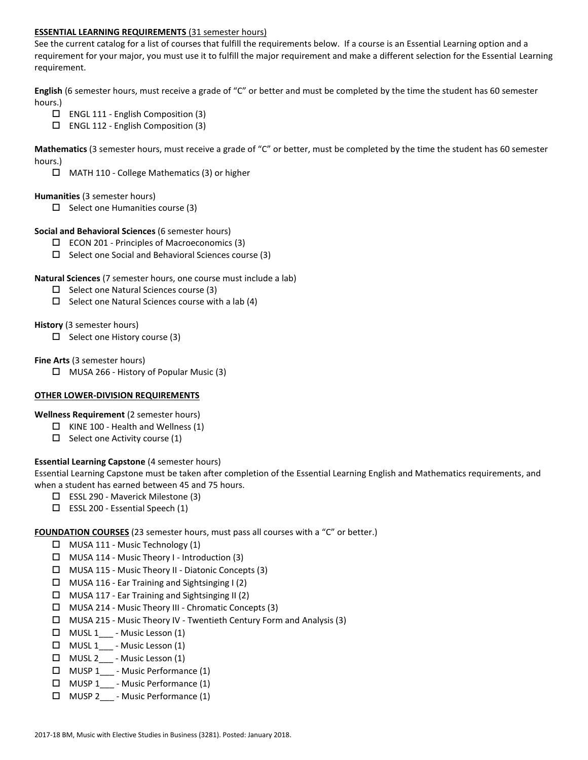**ESSENTIAL LEARNING REQUIREMENTS** (31 semester hours)

See the current catalog for a list of courses that fulfill the requirements below. If a course is an Essential Learning option and a requirement for your major, you must use it to fulfill the major requirement and make a different selection for the Essential Learning requirement.

**English** (6 semester hours, must receive a grade of "C" or better and must be completed by the time the student has 60 semester hours.)

- ☐ ENGL 111 - English Composition (3)
- ☐ ENGL 112 - English Composition (3)

**Mathematics** (3 semester hours, must receive a grade of "C" or better, must be completed by the time the student has 60 semester hours.)

- ☐ MATH 110 - College Mathematics (3) or higher

**Humanities** (3 semester hours)

- ☐ Select one Humanities course (3)

**Social and Behavioral Sciences** (6 semester hours)

- ☐ ECON 201 - Principles of Macroeconomics (3)
- ☐ Select one Social and Behavioral Sciences course (3)

**Natural Sciences** (7 semester hours, one course must include a lab)

- ☐ Select one Natural Sciences course (3)
- ☐ Select one Natural Sciences course with a lab (4)

**History** (3 semester hours)

- ☐ Select one History course (3)

**Fine Arts** (3 semester hours)

- ☐ MUSA 266 - History of Popular Music (3)

**OTHER LOWER-DIVISION REQUIREMENTS**

**Wellness Requirement** (2 semester hours)

- ☐ KINE 100 - Health and Wellness (1)
- ☐ Select one Activity course (1)

**Essential Learning Capstone** (4 semester hours)

Essential Learning Capstone must be taken after completion of the Essential Learning English and Mathematics requirements, and when a student has earned between 45 and 75 hours.

- ☐ ESSL 290 - Maverick Milestone (3)
- ☐ ESSL 200 - Essential Speech (1)

**FOUNDATION COURSES** (23 semester hours, must pass all courses with a "C" or better.)

- ☐ MUSA 111 - Music Technology (1)
- ☐ MUSA 114 - Music Theory I - Introduction (3)
- ☐ MUSA 115 - Music Theory II - Diatonic Concepts (3)
- ☐ MUSA 116 - Ear Training and Sightsinging I (2)
- ☐ MUSA 117 - Ear Training and Sightsinging II (2)
- ☐ MUSA 214 - Music Theory III - Chromatic Concepts (3)
- ☐ MUSA 215 - Music Theory IV - Twentieth Century Form and Analysis (3)
- ☐ MUSL 1___ - Music Lesson (1)
- ☐ MUSL 1___ - Music Lesson (1)
- ☐ MUSL 2___ - Music Lesson (1)
- ☐ MUSP 1___ - Music Performance (1)
- ☐ MUSP 1___ - Music Performance (1)
- ☐ MUSP 2___ - Music Performance (1)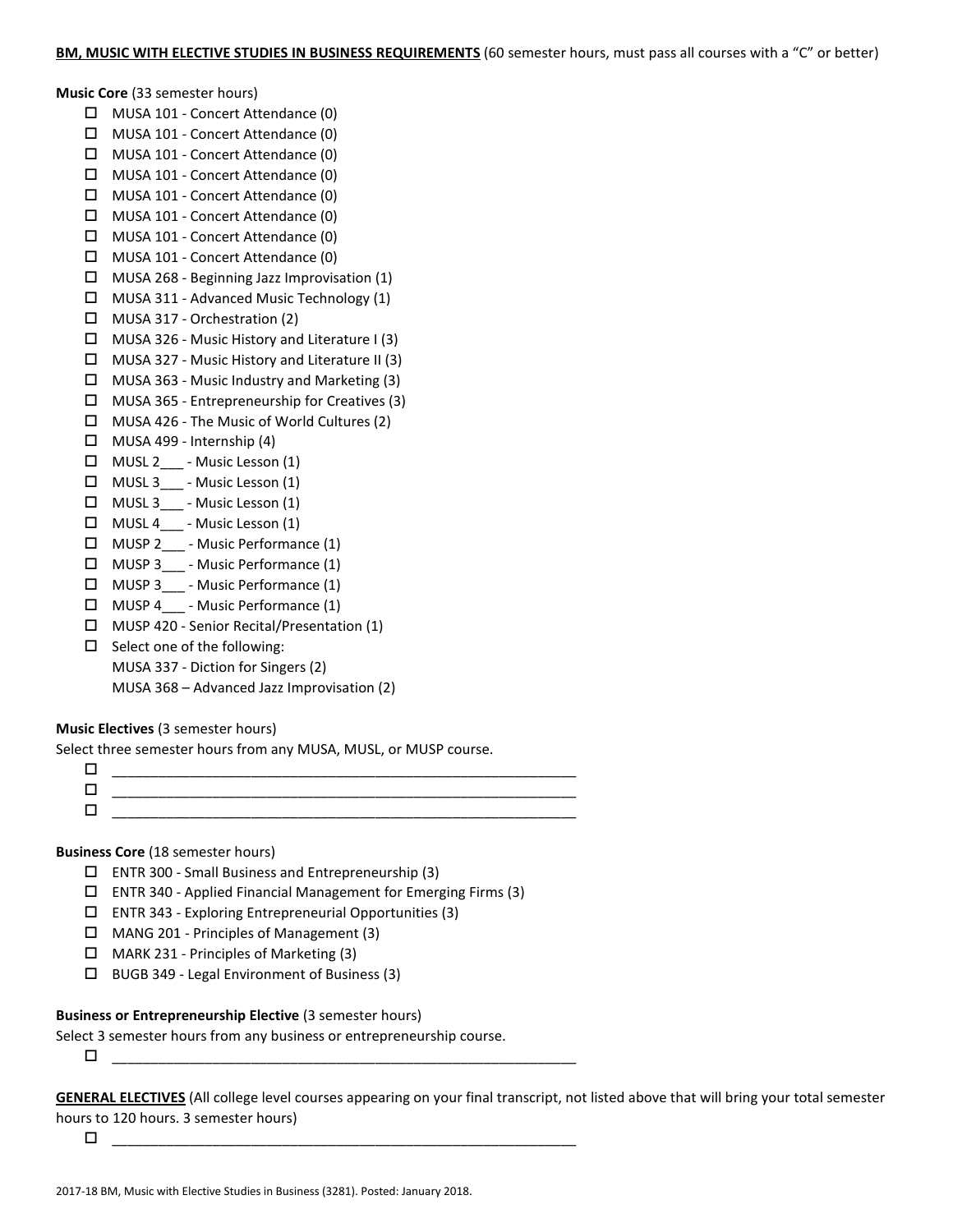**BM, MUSIC WITH ELECTIVE STUDIES IN BUSINESS REQUIREMENTS** (60 semester hours, must pass all courses with a "C" or better)

**Music Core** (33 semester hours)

- ☐ MUSA 101 - Concert Attendance (0)
- ☐ MUSA 101 - Concert Attendance (0)
- ☐ MUSA 101 - Concert Attendance (0)
- ☐ MUSA 101 - Concert Attendance (0)
- ☐ MUSA 101 - Concert Attendance (0)
- ☐ MUSA 101 - Concert Attendance (0)
- ☐ MUSA 101 - Concert Attendance (0)
- ☐ MUSA 101 - Concert Attendance (0)
- ☐ MUSA 268 - Beginning Jazz Improvisation (1)
- ☐ MUSA 311 - Advanced Music Technology (1)
- ☐ MUSA 317 - Orchestration (2)
- ☐ MUSA 326 - Music History and Literature I (3)
- ☐ MUSA 327 - Music History and Literature II (3)
- ☐ MUSA 363 - Music Industry and Marketing (3)
- ☐ MUSA 365 - Entrepreneurship for Creatives (3)
- ☐ MUSA 426 - The Music of World Cultures (2)
- ☐ MUSA 499 - Internship (4)
- ☐ MUSL 2___ - Music Lesson (1)
- ☐ MUSL 3___ - Music Lesson (1)
- ☐ MUSL 3___ - Music Lesson (1)
- ☐ MUSL 4___ - Music Lesson (1)
- ☐ MUSP 2___ - Music Performance (1)
- ☐ MUSP 3___ - Music Performance (1)
- ☐ MUSP 3___ - Music Performance (1)
- ☐ MUSP 4___ - Music Performance (1)
- ☐ MUSP 420 - Senior Recital/Presentation (1)
- ☐ Select one of the following:
  MUSA 337 - Diction for Singers (2)
  MUSA 368 – Advanced Jazz Improvisation (2)

**Music Electives** (3 semester hours)

Select three semester hours from any MUSA, MUSL, or MUSP course.

- ☐ ____________________________________________
- ☐ ____________________________________________
- ☐ ____________________________________________

**Business Core** (18 semester hours)

- ☐ ENTR 300 - Small Business and Entrepreneurship (3)
- ☐ ENTR 340 - Applied Financial Management for Emerging Firms (3)
- ☐ ENTR 343 - Exploring Entrepreneurial Opportunities (3)
- ☐ MANG 201 - Principles of Management (3)
- ☐ MARK 231 - Principles of Marketing (3)
- ☐ BUGB 349 - Legal Environment of Business (3)

**Business or Entrepreneurship Elective** (3 semester hours)

Select 3 semester hours from any business or entrepreneurship course.

- ☐ ____________________________________________

**GENERAL ELECTIVES** (All college level courses appearing on your final transcript, not listed above that will bring your total semester hours to 120 hours. 3 semester hours)

- ☐ ____________________________________________

2017-18 BM, Music with Elective Studies in Business (3281). Posted: January 2018.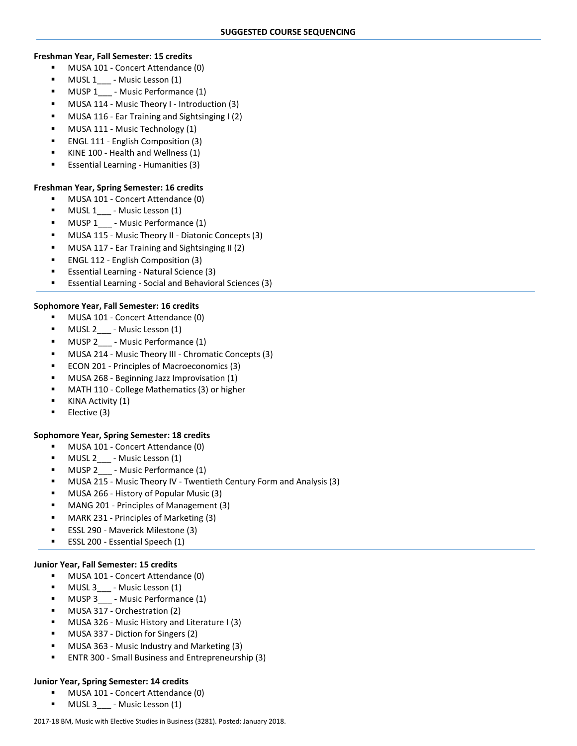## SUGGESTED COURSE SEQUENCING

**Freshman Year, Fall Semester: 15 credits**

- MUSA 101 - Concert Attendance (0)
- MUSL 1___ - Music Lesson (1)
- MUSP 1___ - Music Performance (1)
- MUSA 114 - Music Theory I - Introduction (3)
- MUSA 116 - Ear Training and Sightsinging I (2)
- MUSA 111 - Music Technology (1)
- ENGL 111 - English Composition (3)
- KINE 100 - Health and Wellness (1)
- Essential Learning - Humanities (3)

**Freshman Year, Spring Semester: 16 credits**

- MUSA 101 - Concert Attendance (0)
- MUSL 1___ - Music Lesson (1)
- MUSP 1___ - Music Performance (1)
- MUSA 115 - Music Theory II - Diatonic Concepts (3)
- MUSA 117 - Ear Training and Sightsinging II (2)
- ENGL 112 - English Composition (3)
- Essential Learning - Natural Science (3)
- Essential Learning - Social and Behavioral Sciences (3)

**Sophomore Year, Fall Semester: 16 credits**

- MUSA 101 - Concert Attendance (0)
- MUSL 2___ - Music Lesson (1)
- MUSP 2___ - Music Performance (1)
- MUSA 214 - Music Theory III - Chromatic Concepts (3)
- ECON 201 - Principles of Macroeconomics (3)
- MUSA 268 - Beginning Jazz Improvisation (1)
- MATH 110 - College Mathematics (3) or higher
- KINA Activity (1)
- Elective (3)

**Sophomore Year, Spring Semester: 18 credits**

- MUSA 101 - Concert Attendance (0)
- MUSL 2___ - Music Lesson (1)
- MUSP 2___ - Music Performance (1)
- MUSA 215 - Music Theory IV - Twentieth Century Form and Analysis (3)
- MUSA 266 - History of Popular Music (3)
- MANG 201 - Principles of Management (3)
- MARK 231 - Principles of Marketing (3)
- ESSL 290 - Maverick Milestone (3)
- ESSL 200 - Essential Speech (1)

**Junior Year, Fall Semester: 15 credits**

- MUSA 101 - Concert Attendance (0)
- MUSL 3___ - Music Lesson (1)
- MUSP 3___ - Music Performance (1)
- MUSA 317 - Orchestration (2)
- MUSA 326 - Music History and Literature I (3)
- MUSA 337 - Diction for Singers (2)
- MUSA 363 - Music Industry and Marketing (3)
- ENTR 300 - Small Business and Entrepreneurship (3)

**Junior Year, Spring Semester: 14 credits**

- MUSA 101 - Concert Attendance (0)
- MUSL 3___ - Music Lesson (1)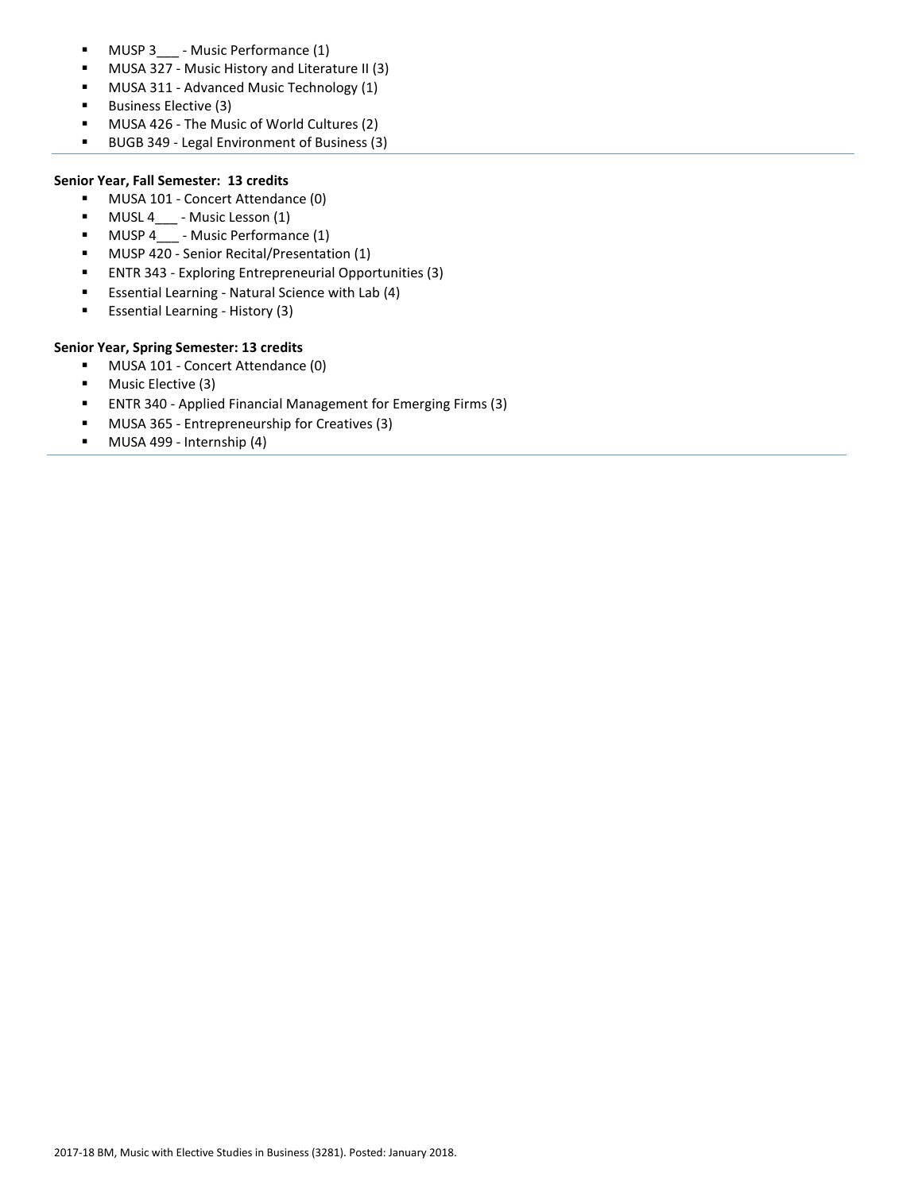- MUSP 3___ - Music Performance (1)
- MUSA 327 - Music History and Literature II (3)
- MUSA 311 - Advanced Music Technology (1)
- Business Elective (3)
- MUSA 426 - The Music of World Cultures (2)
- BUGB 349 - Legal Environment of Business (3)

---

**Senior Year, Fall Semester: 13 credits**

- MUSA 101 - Concert Attendance (0)
- MUSL 4___ - Music Lesson (1)
- MUSP 4___ - Music Performance (1)
- MUSP 420 - Senior Recital/Presentation (1)
- ENTR 343 - Exploring Entrepreneurial Opportunities (3)
- Essential Learning - Natural Science with Lab (4)
- Essential Learning - History (3)

**Senior Year, Spring Semester: 13 credits**

- MUSA 101 - Concert Attendance (0)
- Music Elective (3)
- ENTR 340 - Applied Financial Management for Emerging Firms (3)
- MUSA 365 - Entrepreneurship for Creatives (3)
- MUSA 499 - Internship (4)

---

2017-18 BM, Music with Elective Studies in Business (3281). Posted: January 2018.